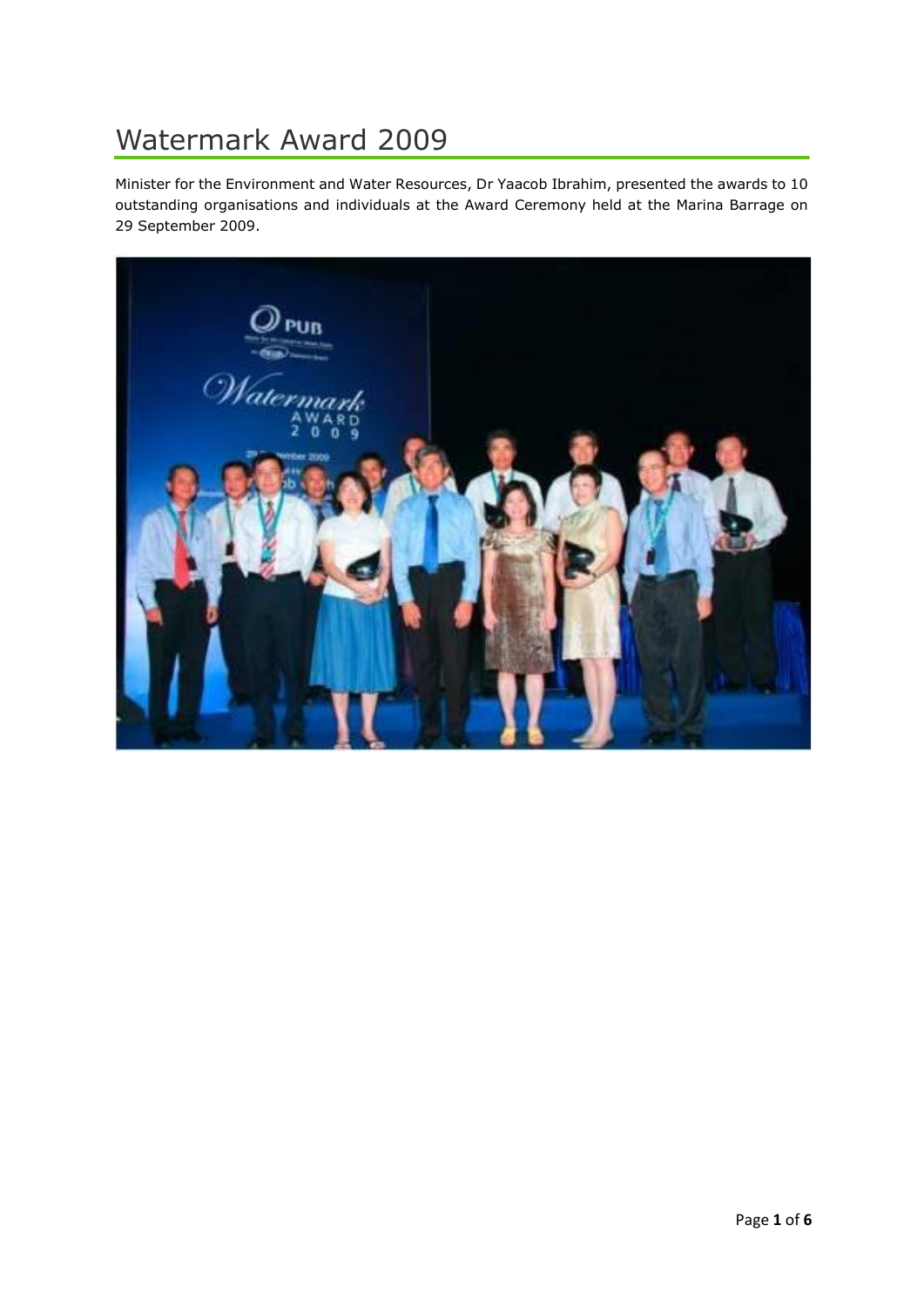# Watermark Award 2009

Minister for the Environment and Water Resources, Dr Yaacob Ibrahim, presented the awards to 10 outstanding organisations and individuals at the Award Ceremony held at the Marina Barrage on 29 September 2009.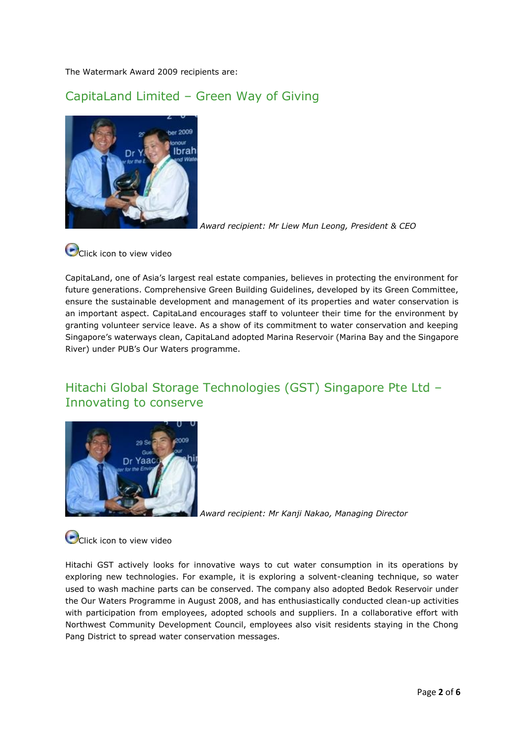The Watermark Award 2009 recipients are:

## CapitaLand Limited – Green Way of Giving

*Award recipient: Mr Liew Mun Leong, President & CEO*

Click icon to view video

CapitaLand, one of Asia's largest real estate companies, believes in protecting the environment for future generations. Comprehensive Green Building Guidelines, developed by its Green Committee, ensure the sustainable development and management of its properties and water conservation is an important aspect. CapitaLand encourages staff to volunteer their time for the environment by granting volunteer service leave. As a show of its commitment to water conservation and keeping Singapore's waterways clean, CapitaLand adopted Marina Reservoir (Marina Bay and the Singapore River) under PUB's Our Waters programme.

## Hitachi Global Storage Technologies (GST) Singapore Pte Ltd – Innovating to conserve

*Award recipient: Mr Kanji Nakao, Managing Director*

Click icon to view video

Hitachi GST actively looks for innovative ways to cut water consumption in its operations by exploring new technologies. For example, it is exploring a solvent-cleaning technique, so water used to wash machine parts can be conserved. The company also adopted Bedok Reservoir under the Our Waters Programme in August 2008, and has enthusiastically conducted clean-up activities with participation from employees, adopted schools and suppliers. In a collaborative effort with Northwest Community Development Council, employees also visit residents staying in the Chong Pang District to spread water conservation messages.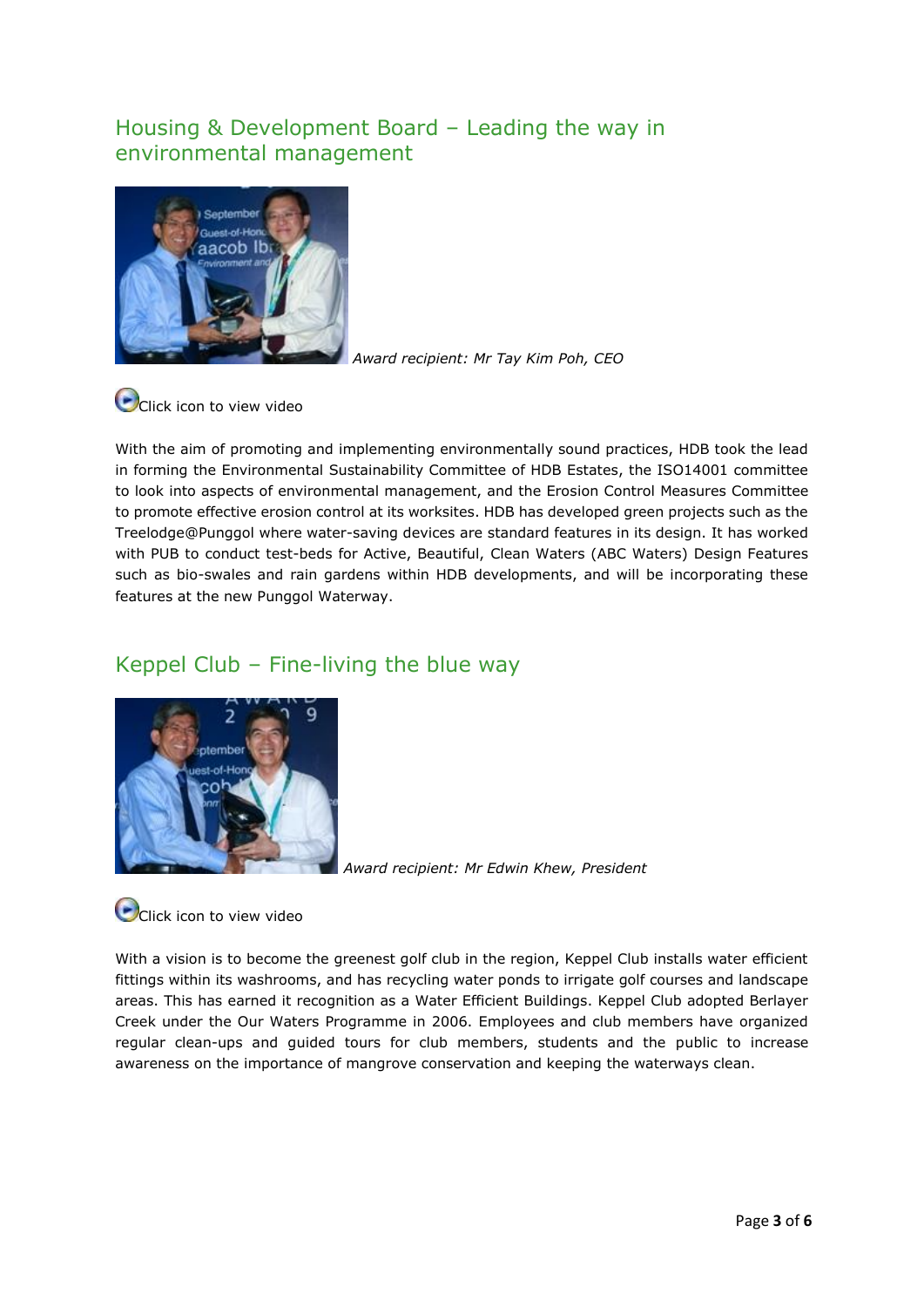## Housing & Development Board – Leading the way in environmental management

*Award recipient: Mr Tay Kim Poh, CEO*

Click icon to view video

With the aim of promoting and implementing environmentally sound practices, HDB took the lead in forming the Environmental Sustainability Committee of HDB Estates, the ISO14001 committee to look into aspects of environmental management, and the Erosion Control Measures Committee to promote effective erosion control at its worksites. HDB has developed green projects such as the Treelodge@Punggol where water-saving devices are standard features in its design. It has worked with PUB to conduct test-beds for Active, Beautiful, Clean Waters (ABC Waters) Design Features such as bio-swales and rain gardens within HDB developments, and will be incorporating these features at the new Punggol Waterway.

## Keppel Club – Fine-living the blue way

*Award recipient: Mr Edwin Khew, President*

Click icon to view video

With a vision is to become the greenest golf club in the region, Keppel Club installs water efficient fittings within its washrooms, and has recycling water ponds to irrigate golf courses and landscape areas. This has earned it recognition as a Water Efficient Buildings. Keppel Club adopted Berlayer Creek under the Our Waters Programme in 2006. Employees and club members have organized regular clean-ups and guided tours for club members, students and the public to increase awareness on the importance of mangrove conservation and keeping the waterways clean.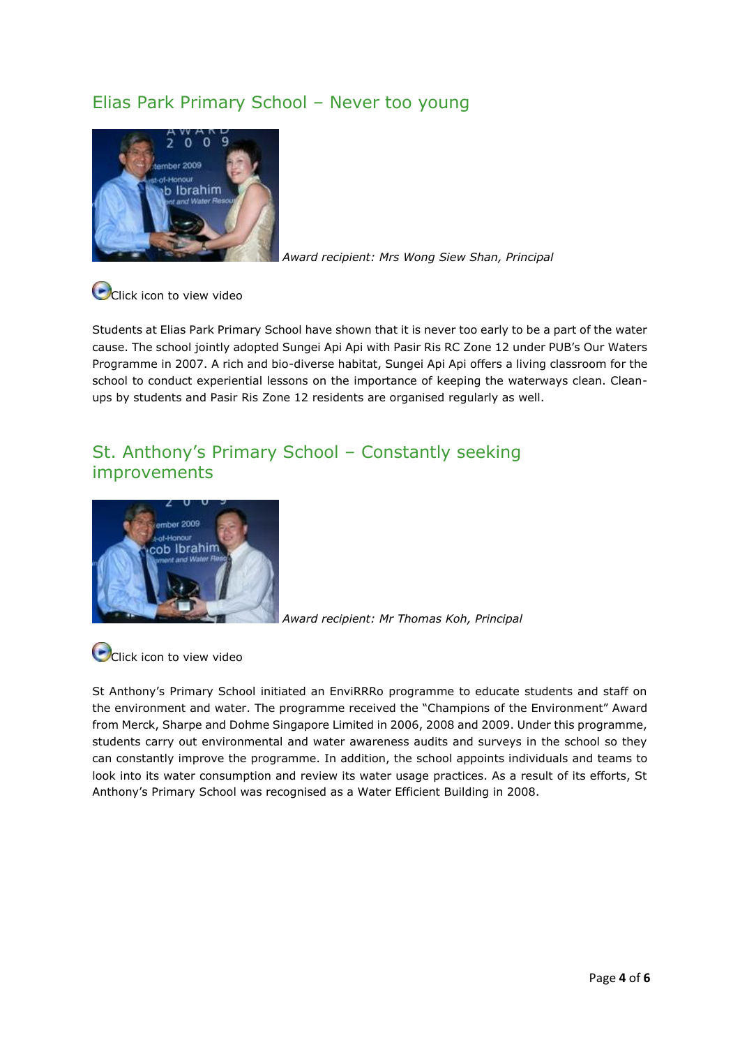## Elias Park Primary School – Never too young

*Award recipient: Mrs Wong Siew Shan, Principal*

Click icon to view video

Students at Elias Park Primary School have shown that it is never too early to be a part of the water cause. The school jointly adopted Sungei Api Api with Pasir Ris RC Zone 12 under PUB's Our Waters Programme in 2007. A rich and bio-diverse habitat, Sungei Api Api offers a living classroom for the school to conduct experiential lessons on the importance of keeping the waterways clean. Clean-ups by students and Pasir Ris Zone 12 residents are organised regularly as well.

## St. Anthony's Primary School – Constantly seeking improvements

*Award recipient: Mr Thomas Koh, Principal*

Click icon to view video

St Anthony's Primary School initiated an EnviRRRo programme to educate students and staff on the environment and water. The programme received the "Champions of the Environment" Award from Merck, Sharpe and Dohme Singapore Limited in 2006, 2008 and 2009. Under this programme, students carry out environmental and water awareness audits and surveys in the school so they can constantly improve the programme. In addition, the school appoints individuals and teams to look into its water consumption and review its water usage practices. As a result of its efforts, St Anthony's Primary School was recognised as a Water Efficient Building in 2008.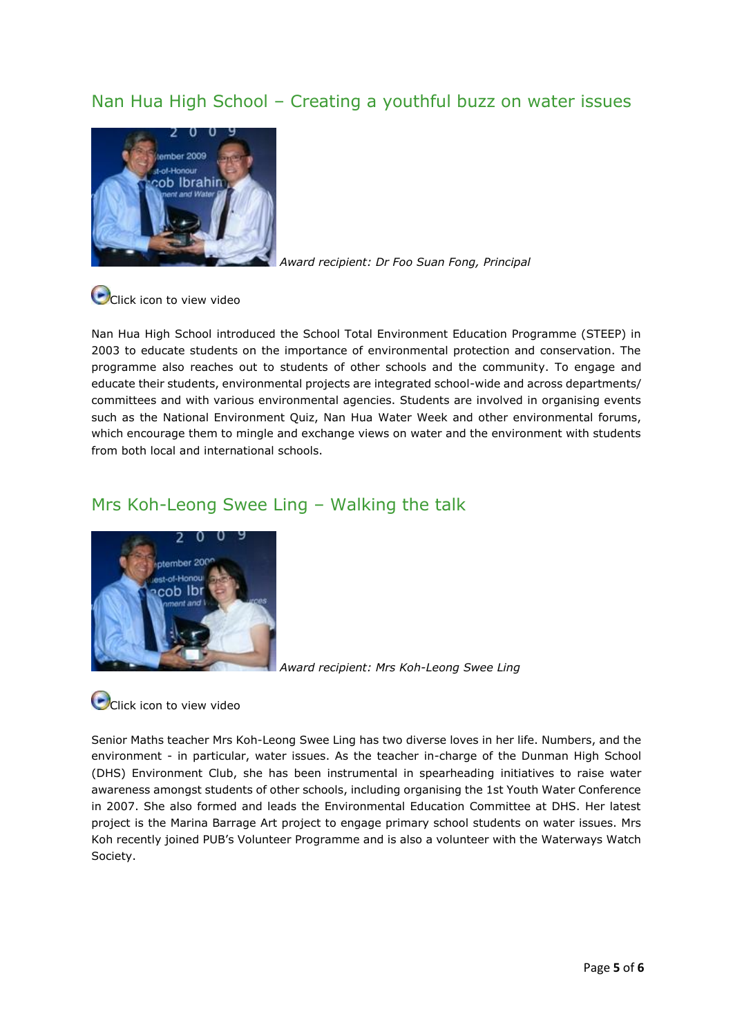## Nan Hua High School – Creating a youthful buzz on water issues

*Award recipient: Dr Foo Suan Fong, Principal*

Click icon to view video

Nan Hua High School introduced the School Total Environment Education Programme (STEEP) in 2003 to educate students on the importance of environmental protection and conservation. The programme also reaches out to students of other schools and the community. To engage and educate their students, environmental projects are integrated school-wide and across departments/ committees and with various environmental agencies. Students are involved in organising events such as the National Environment Quiz, Nan Hua Water Week and other environmental forums, which encourage them to mingle and exchange views on water and the environment with students from both local and international schools.

## Mrs Koh-Leong Swee Ling – Walking the talk

*Award recipient: Mrs Koh-Leong Swee Ling*

Click icon to view video

Senior Maths teacher Mrs Koh-Leong Swee Ling has two diverse loves in her life. Numbers, and the environment - in particular, water issues. As the teacher in-charge of the Dunman High School (DHS) Environment Club, she has been instrumental in spearheading initiatives to raise water awareness amongst students of other schools, including organising the 1st Youth Water Conference in 2007. She also formed and leads the Environmental Education Committee at DHS. Her latest project is the Marina Barrage Art project to engage primary school students on water issues. Mrs Koh recently joined PUB's Volunteer Programme and is also a volunteer with the Waterways Watch Society.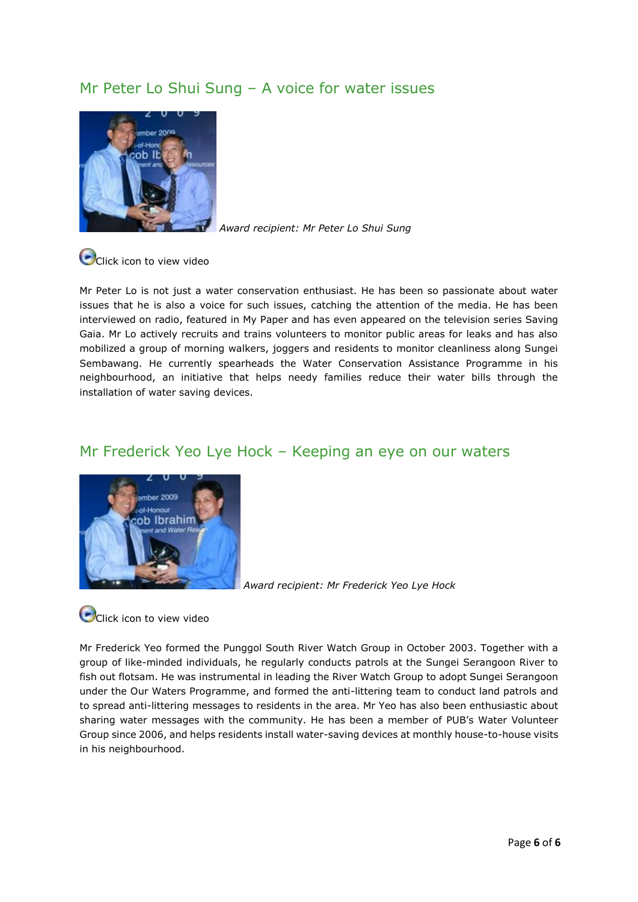## Mr Peter Lo Shui Sung – A voice for water issues

*Award recipient: Mr Peter Lo Shui Sung*

Click icon to view video

Mr Peter Lo is not just a water conservation enthusiast. He has been so passionate about water issues that he is also a voice for such issues, catching the attention of the media. He has been interviewed on radio, featured in My Paper and has even appeared on the television series Saving Gaia. Mr Lo actively recruits and trains volunteers to monitor public areas for leaks and has also mobilized a group of morning walkers, joggers and residents to monitor cleanliness along Sungei Sembawang. He currently spearheads the Water Conservation Assistance Programme in his neighbourhood, an initiative that helps needy families reduce their water bills through the installation of water saving devices.

## Mr Frederick Yeo Lye Hock – Keeping an eye on our waters

*Award recipient: Mr Frederick Yeo Lye Hock*

Click icon to view video

Mr Frederick Yeo formed the Punggol South River Watch Group in October 2003. Together with a group of like-minded individuals, he regularly conducts patrols at the Sungei Serangoon River to fish out flotsam. He was instrumental in leading the River Watch Group to adopt Sungei Serangoon under the Our Waters Programme, and formed the anti-littering team to conduct land patrols and to spread anti-littering messages to residents in the area. Mr Yeo has also been enthusiastic about sharing water messages with the community. He has been a member of PUB's Water Volunteer Group since 2006, and helps residents install water-saving devices at monthly house-to-house visits in his neighbourhood.